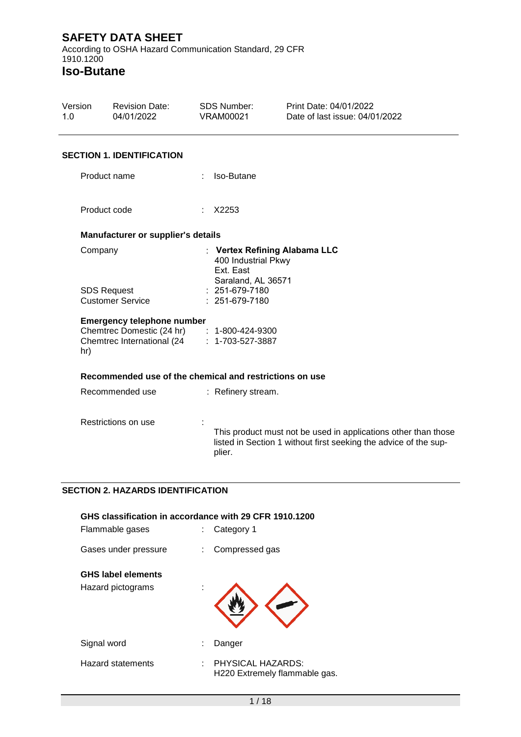# SAFETY DATA SHEET

According to OSHA Hazard Communication Standard, 29 CFR 1910.1200

# Iso-Butane

| Version | Revision Date: | SDS Number: | Print Date: 04/01/2022 |
|---|---|---|---|
| 1.0 | 04/01/2022 | VRAM00021 | Date of last issue: 04/01/2022 |

## SECTION 1. IDENTIFICATION

Product name : Iso-Butane

Product code : X2253

### Manufacturer or supplier's details

Company : **Vertex Refining Alabama LLC**
400 Industrial Pkwy
Ext. East
Saraland, AL 36571

SDS Request : 251-679-7180

Customer Service : 251-679-7180

### Emergency telephone number

Chemtrec Domestic (24 hr) : 1-800-424-9300

Chemtrec International (24 hr) : 1-703-527-3887

### Recommended use of the chemical and restrictions on use

Recommended use : Refinery stream.

Restrictions on use : This product must not be used in applications other than those listed in Section 1 without first seeking the advice of the supplier.

## SECTION 2. HAZARDS IDENTIFICATION

### GHS classification in accordance with 29 CFR 1910.1200

Flammable gases : Category 1

Gases under pressure : Compressed gas

### GHS label elements

Hazard pictograms :

Signal word : Danger

Hazard statements : PHYSICAL HAZARDS:
H220 Extremely flammable gas.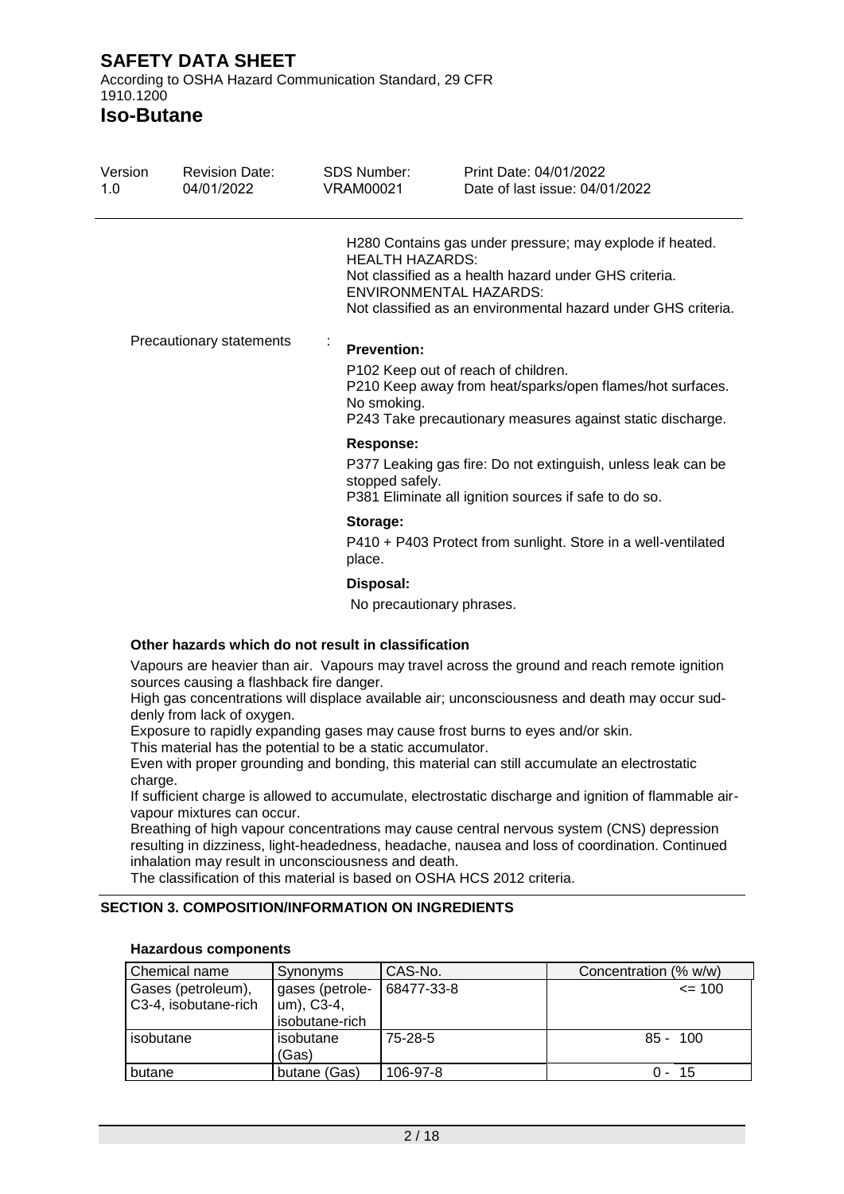H280 Contains gas under pressure; may explode if heated.
HEALTH HAZARDS:
Not classified as a health hazard under GHS criteria.
ENVIRONMENTAL HAZARDS:
Not classified as an environmental hazard under GHS criteria.

Precautionary statements :

**Prevention:**

P102 Keep out of reach of children.
P210 Keep away from heat/sparks/open flames/hot surfaces. No smoking.
P243 Take precautionary measures against static discharge.

**Response:**

P377 Leaking gas fire: Do not extinguish, unless leak can be stopped safely.
P381 Eliminate all ignition sources if safe to do so.

**Storage:**

P410 + P403 Protect from sunlight. Store in a well-ventilated place.

**Disposal:**

No precautionary phrases.

**Other hazards which do not result in classification**

Vapours are heavier than air. Vapours may travel across the ground and reach remote ignition sources causing a flashback fire danger.
High gas concentrations will displace available air; unconsciousness and death may occur suddenly from lack of oxygen.
Exposure to rapidly expanding gases may cause frost burns to eyes and/or skin.
This material has the potential to be a static accumulator.
Even with proper grounding and bonding, this material can still accumulate an electrostatic charge.
If sufficient charge is allowed to accumulate, electrostatic discharge and ignition of flammable air-vapour mixtures can occur.
Breathing of high vapour concentrations may cause central nervous system (CNS) depression resulting in dizziness, light-headedness, headache, nausea and loss of coordination. Continued inhalation may result in unconsciousness and death.
The classification of this material is based on OSHA HCS 2012 criteria.

## SECTION 3. COMPOSITION/INFORMATION ON INGREDIENTS

**Hazardous components**

| Chemical name | Synonyms | CAS-No. | Concentration (% w/w) |
|---|---|---|---|
| Gases (petroleum), C3-4, isobutane-rich | gases (petroleum), C3-4, isobutane-rich | 68477-33-8 | <= 100 |
| isobutane | isobutane (Gas) | 75-28-5 | 85 - 100 |
| butane | butane (Gas) | 106-97-8 | 0 - 15 |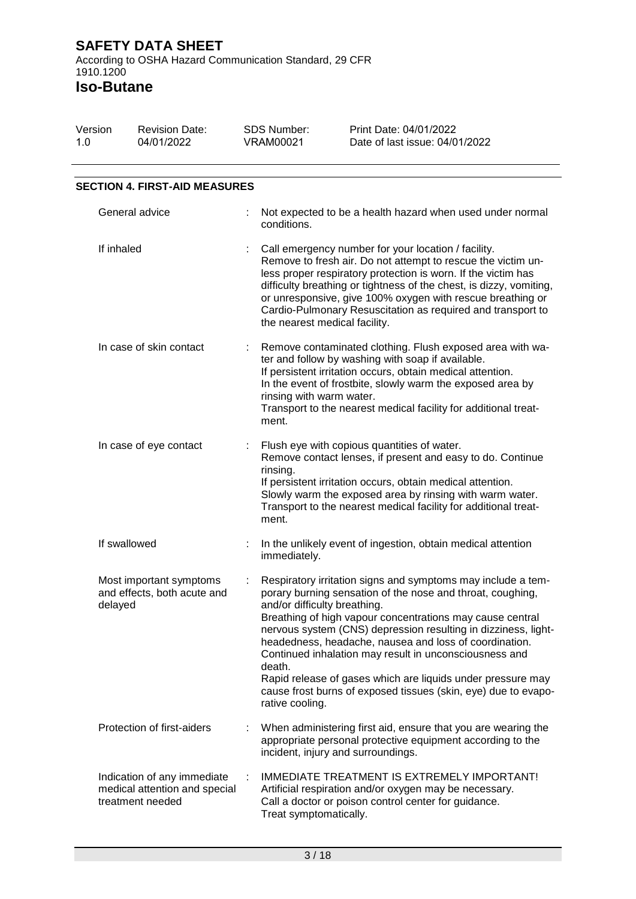## SECTION 4. FIRST-AID MEASURES

| | |
|---|---|
| General advice | Not expected to be a health hazard when used under normal conditions. |
| If inhaled | Call emergency number for your location / facility. Remove to fresh air. Do not attempt to rescue the victim unless proper respiratory protection is worn. If the victim has difficulty breathing or tightness of the chest, is dizzy, vomiting, or unresponsive, give 100% oxygen with rescue breathing or Cardio-Pulmonary Resuscitation as required and transport to the nearest medical facility. |
| In case of skin contact | Remove contaminated clothing. Flush exposed area with water and follow by washing with soap if available. If persistent irritation occurs, obtain medical attention. In the event of frostbite, slowly warm the exposed area by rinsing with warm water. Transport to the nearest medical facility for additional treatment. |
| In case of eye contact | Flush eye with copious quantities of water. Remove contact lenses, if present and easy to do. Continue rinsing. If persistent irritation occurs, obtain medical attention. Slowly warm the exposed area by rinsing with warm water. Transport to the nearest medical facility for additional treatment. |
| If swallowed | In the unlikely event of ingestion, obtain medical attention immediately. |
| Most important symptoms and effects, both acute and delayed | Respiratory irritation signs and symptoms may include a temporary burning sensation of the nose and throat, coughing, and/or difficulty breathing. Breathing of high vapour concentrations may cause central nervous system (CNS) depression resulting in dizziness, lightheadedness, headache, nausea and loss of coordination. Continued inhalation may result in unconsciousness and death. Rapid release of gases which are liquids under pressure may cause frost burns of exposed tissues (skin, eye) due to evaporative cooling. |
| Protection of first-aiders | When administering first aid, ensure that you are wearing the appropriate personal protective equipment according to the incident, injury and surroundings. |
| Indication of any immediate medical attention and special treatment needed | IMMEDIATE TREATMENT IS EXTREMELY IMPORTANT! Artificial respiration and/or oxygen may be necessary. Call a doctor or poison control center for guidance. Treat symptomatically. |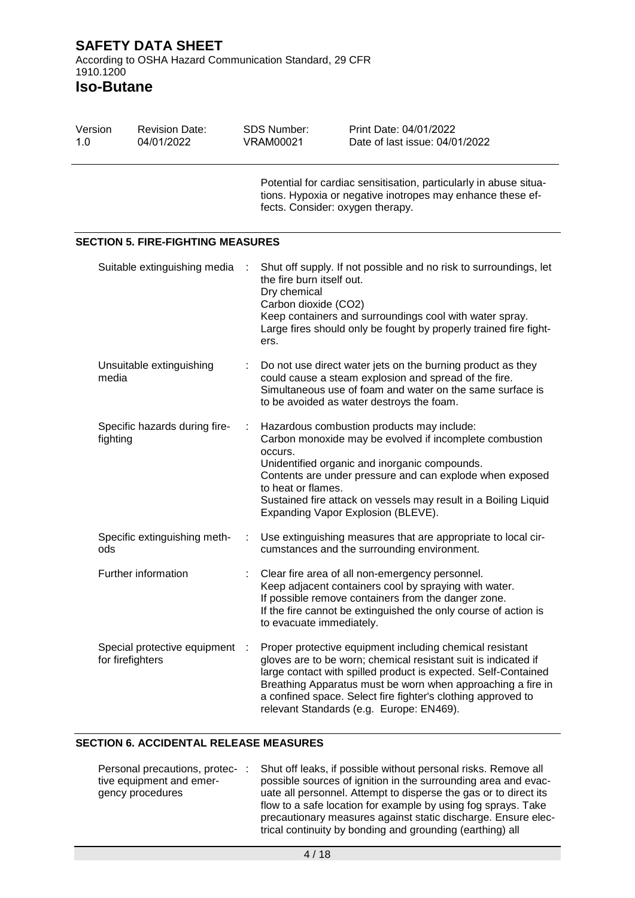Potential for cardiac sensitisation, particularly in abuse situations. Hypoxia or negative inotropes may enhance these effects. Consider: oxygen therapy.

## SECTION 5. FIRE-FIGHTING MEASURES

| | | |
|---|---|---|
| Suitable extinguishing media | : | Shut off supply. If not possible and no risk to surroundings, let the fire burn itself out.<br>Dry chemical<br>Carbon dioxide ($CO_2$)<br>Keep containers and surroundings cool with water spray.<br>Large fires should only be fought by properly trained fire fighters. |
| Unsuitable extinguishing media | : | Do not use direct water jets on the burning product as they could cause a steam explosion and spread of the fire.<br>Simultaneous use of foam and water on the same surface is to be avoided as water destroys the foam. |
| Specific hazards during fire-fighting | : | Hazardous combustion products may include:<br>Carbon monoxide may be evolved if incomplete combustion occurs.<br>Unidentified organic and inorganic compounds.<br>Contents are under pressure and can explode when exposed to heat or flames.<br>Sustained fire attack on vessels may result in a Boiling Liquid Expanding Vapor Explosion (BLEVE). |
| Specific extinguishing methods | : | Use extinguishing measures that are appropriate to local circumstances and the surrounding environment. |
| Further information | : | Clear fire area of all non-emergency personnel.<br>Keep adjacent containers cool by spraying with water.<br>If possible remove containers from the danger zone.<br>If the fire cannot be extinguished the only course of action is to evacuate immediately. |
| Special protective equipment for firefighters | : | Proper protective equipment including chemical resistant gloves are to be worn; chemical resistant suit is indicated if large contact with spilled product is expected. Self-Contained Breathing Apparatus must be worn when approaching a fire in a confined space. Select fire fighter's clothing approved to relevant Standards (e.g. Europe: EN469). |

## SECTION 6. ACCIDENTAL RELEASE MEASURES

| | | |
|---|---|---|
| Personal precautions, protective equipment and emergency procedures | : | Shut off leaks, if possible without personal risks. Remove all possible sources of ignition in the surrounding area and evacuate all personnel. Attempt to disperse the gas or to direct its flow to a safe location for example by using fog sprays. Take precautionary measures against static discharge. Ensure electrical continuity by bonding and grounding (earthing) all |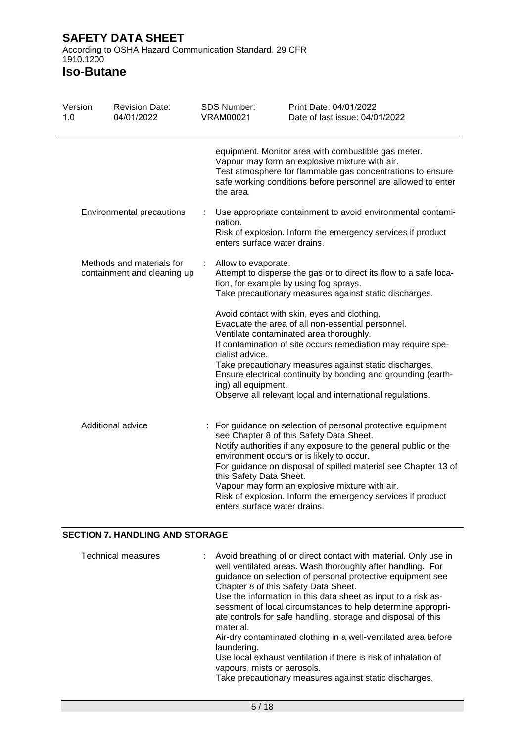equipment. Monitor area with combustible gas meter. Vapour may form an explosive mixture with air. Test atmosphere for flammable gas concentrations to ensure safe working conditions before personnel are allowed to enter the area.

| | | |
|---|---|---|
| Environmental precautions | : | Use appropriate containment to avoid environmental contamination.<br>Risk of explosion. Inform the emergency services if product enters surface water drains. |
| Methods and materials for containment and cleaning up | : | Allow to evaporate.<br>Attempt to disperse the gas or to direct its flow to a safe location, for example by using fog sprays.<br>Take precautionary measures against static discharges.<br><br>Avoid contact with skin, eyes and clothing.<br>Evacuate the area of all non-essential personnel.<br>Ventilate contaminated area thoroughly.<br>If contamination of site occurs remediation may require specialist advice.<br>Take precautionary measures against static discharges.<br>Ensure electrical continuity by bonding and grounding (earthing) all equipment.<br>Observe all relevant local and international regulations. |
| Additional advice | : | For guidance on selection of personal protective equipment see Chapter 8 of this Safety Data Sheet.<br>Notify authorities if any exposure to the general public or the environment occurs or is likely to occur.<br>For guidance on disposal of spilled material see Chapter 13 of this Safety Data Sheet.<br>Vapour may form an explosive mixture with air.<br>Risk of explosion. Inform the emergency services if product enters surface water drains. |

## SECTION 7. HANDLING AND STORAGE

| | | |
|---|---|---|
| Technical measures | : | Avoid breathing of or direct contact with material. Only use in well ventilated areas. Wash thoroughly after handling. For guidance on selection of personal protective equipment see Chapter 8 of this Safety Data Sheet.<br>Use the information in this data sheet as input to a risk assessment of local circumstances to help determine appropriate controls for safe handling, storage and disposal of this material.<br>Air-dry contaminated clothing in a well-ventilated area before laundering.<br>Use local exhaust ventilation if there is risk of inhalation of vapours, mists or aerosols.<br>Take precautionary measures against static discharges. |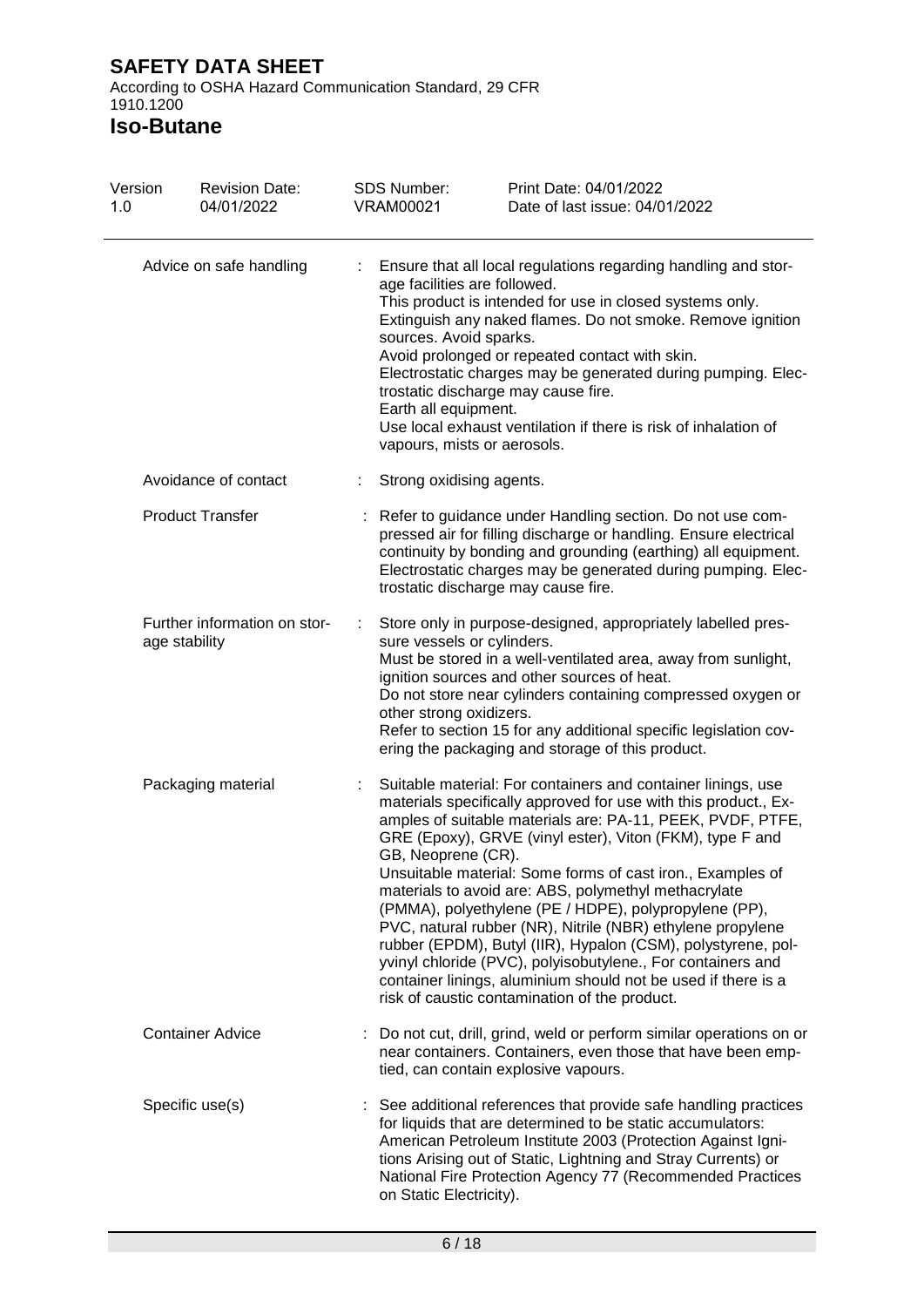| | |
|---|---|
| Advice on safe handling | : Ensure that all local regulations regarding handling and storage facilities are followed. This product is intended for use in closed systems only. Extinguish any naked flames. Do not smoke. Remove ignition sources. Avoid sparks. Avoid prolonged or repeated contact with skin. Electrostatic charges may be generated during pumping. Electrostatic discharge may cause fire. Earth all equipment. Use local exhaust ventilation if there is risk of inhalation of vapours, mists or aerosols. |
| Avoidance of contact | : Strong oxidising agents. |
| Product Transfer | : Refer to guidance under Handling section. Do not use compressed air for filling discharge or handling. Ensure electrical continuity by bonding and grounding (earthing) all equipment. Electrostatic charges may be generated during pumping. Electrostatic discharge may cause fire. |
| Further information on storage stability | : Store only in purpose-designed, appropriately labelled pressure vessels or cylinders. Must be stored in a well-ventilated area, away from sunlight, ignition sources and other sources of heat. Do not store near cylinders containing compressed oxygen or other strong oxidizers. Refer to section 15 for any additional specific legislation covering the packaging and storage of this product. |
| Packaging material | : Suitable material: For containers and container linings, use materials specifically approved for use with this product., Examples of suitable materials are: PA-11, PEEK, PVDF, PTFE, GRE (Epoxy), GRVE (vinyl ester), Viton (FKM), type F and GB, Neoprene (CR). Unsuitable material: Some forms of cast iron., Examples of materials to avoid are: ABS, polymethyl methacrylate (PMMA), polyethylene (PE / HDPE), polypropylene (PP), PVC, natural rubber (NR), Nitrile (NBR) ethylene propylene rubber (EPDM), Butyl (IIR), Hypalon (CSM), polystyrene, polyvinyl chloride (PVC), polyisobutylene., For containers and container linings, aluminium should not be used if there is a risk of caustic contamination of the product. |
| Container Advice | : Do not cut, drill, grind, weld or perform similar operations on or near containers. Containers, even those that have been emptied, can contain explosive vapours. |
| Specific use(s) | : See additional references that provide safe handling practices for liquids that are determined to be static accumulators: American Petroleum Institute 2003 (Protection Against Ignitions Arising out of Static, Lightning and Stray Currents) or National Fire Protection Agency 77 (Recommended Practices on Static Electricity). |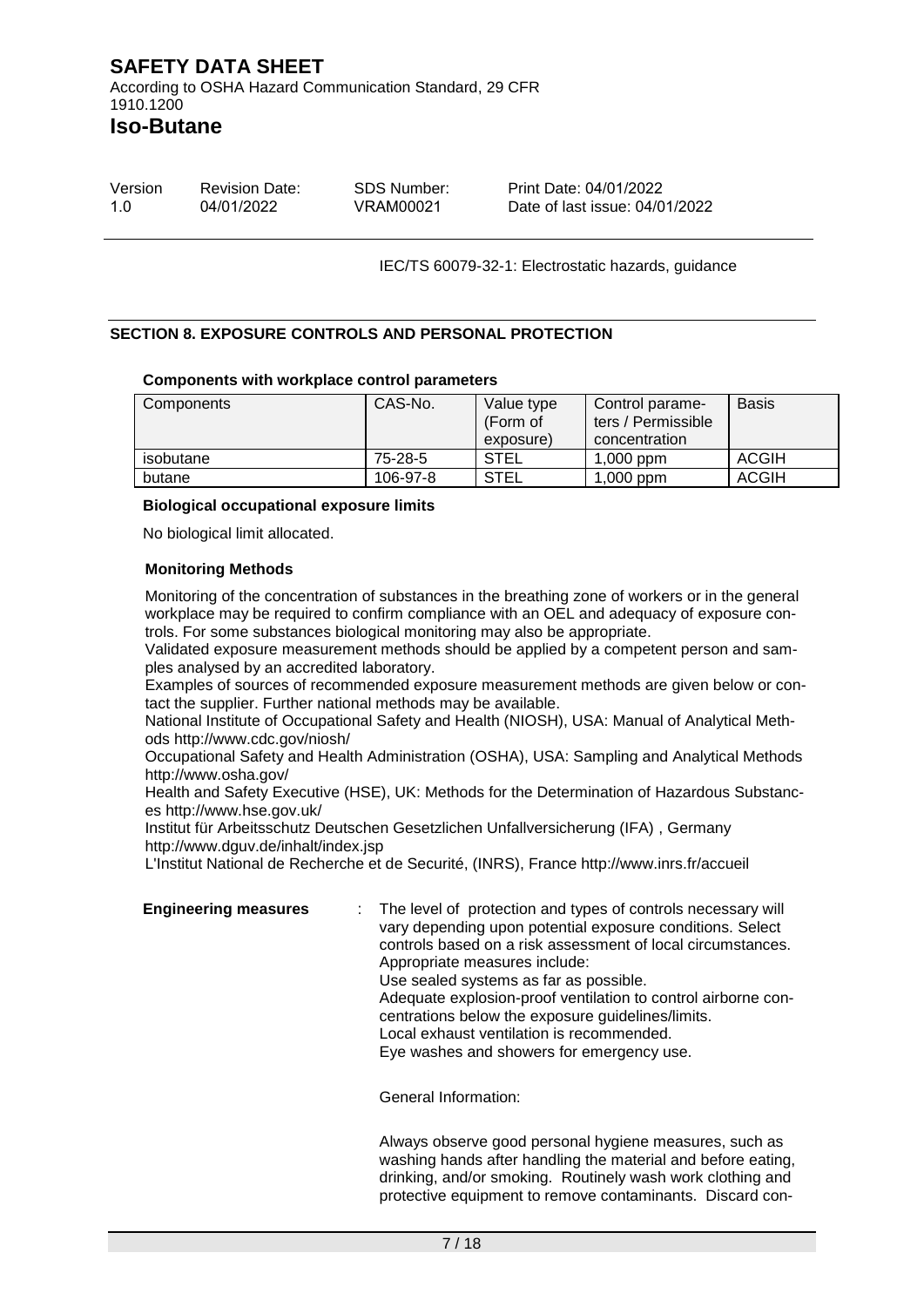IEC/TS 60079-32-1: Electrostatic hazards, guidance

## SECTION 8. EXPOSURE CONTROLS AND PERSONAL PROTECTION

**Components with workplace control parameters**

| Components | CAS-No. | Value type (Form of exposure) | Control parameters / Permissible concentration | Basis |
|---|---|---|---|---|
| isobutane | 75-28-5 | STEL | 1,000 ppm | ACGIH |
| butane | 106-97-8 | STEL | 1,000 ppm | ACGIH |

**Biological occupational exposure limits**

No biological limit allocated.

**Monitoring Methods**

Monitoring of the concentration of substances in the breathing zone of workers or in the general workplace may be required to confirm compliance with an OEL and adequacy of exposure controls. For some substances biological monitoring may also be appropriate.
Validated exposure measurement methods should be applied by a competent person and samples analysed by an accredited laboratory.
Examples of sources of recommended exposure measurement methods are given below or contact the supplier. Further national methods may be available.
National Institute of Occupational Safety and Health (NIOSH), USA: Manual of Analytical Methods http://www.cdc.gov/niosh/
Occupational Safety and Health Administration (OSHA), USA: Sampling and Analytical Methods http://www.osha.gov/
Health and Safety Executive (HSE), UK: Methods for the Determination of Hazardous Substances http://www.hse.gov.uk/
Institut für Arbeitsschutz Deutschen Gesetzlichen Unfallversicherung (IFA) , Germany http://www.dguv.de/inhalt/index.jsp
L'Institut National de Recherche et de Securité, (INRS), France http://www.inrs.fr/accueil

**Engineering measures** : The level of protection and types of controls necessary will vary depending upon potential exposure conditions. Select controls based on a risk assessment of local circumstances.
Appropriate measures include:
Use sealed systems as far as possible.
Adequate explosion-proof ventilation to control airborne concentrations below the exposure guidelines/limits.
Local exhaust ventilation is recommended.
Eye washes and showers for emergency use.

General Information:

Always observe good personal hygiene measures, such as washing hands after handling the material and before eating, drinking, and/or smoking. Routinely wash work clothing and protective equipment to remove contaminants. Discard con-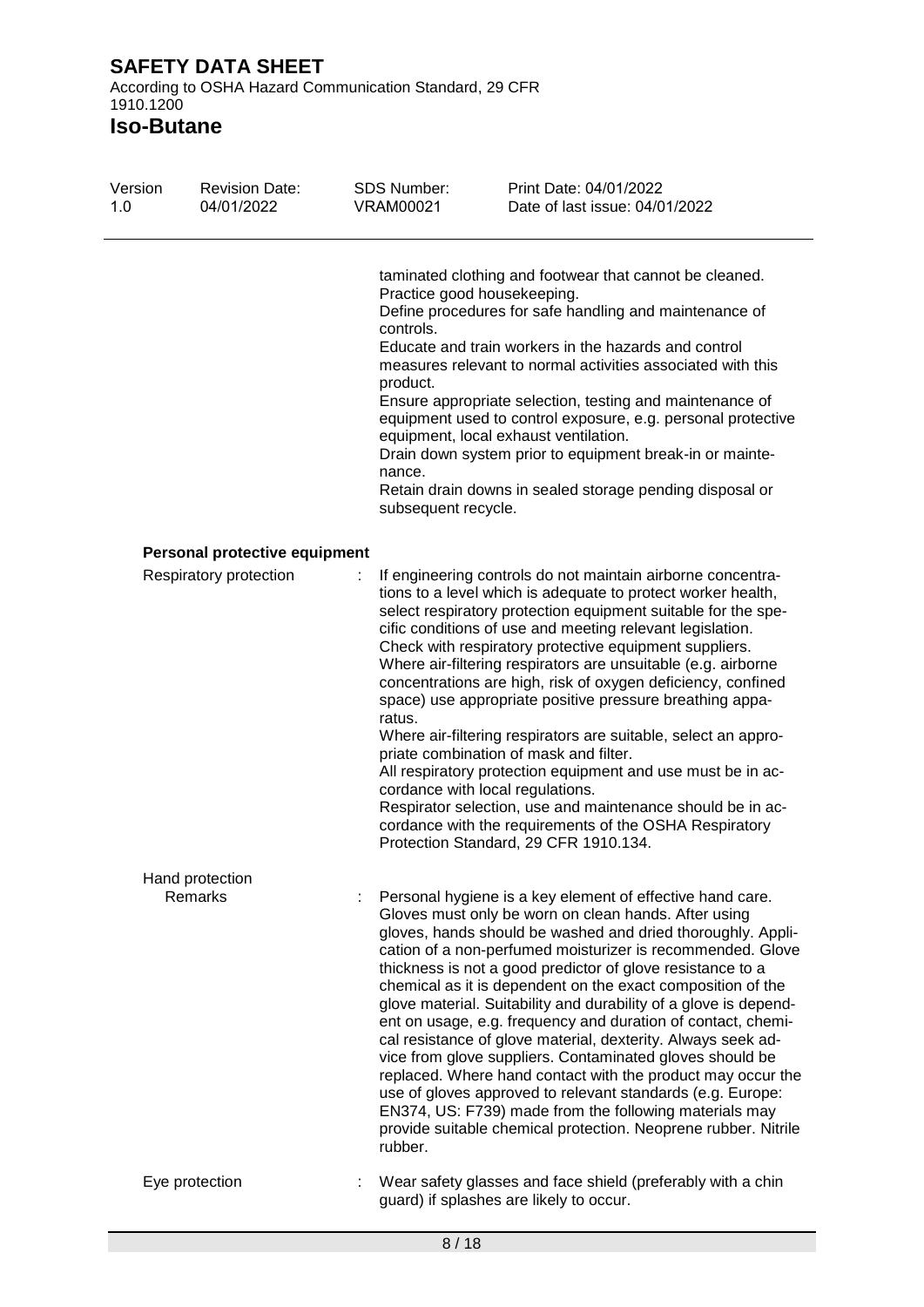taminated clothing and footwear that cannot be cleaned.
Practice good housekeeping.
Define procedures for safe handling and maintenance of controls.
Educate and train workers in the hazards and control measures relevant to normal activities associated with this product.
Ensure appropriate selection, testing and maintenance of equipment used to control exposure, e.g. personal protective equipment, local exhaust ventilation.
Drain down system prior to equipment break-in or maintenance.
Retain drain downs in sealed storage pending disposal or subsequent recycle.

**Personal protective equipment**

Respiratory protection : If engineering controls do not maintain airborne concentrations to a level which is adequate to protect worker health, select respiratory protection equipment suitable for the specific conditions of use and meeting relevant legislation.
Check with respiratory protective equipment suppliers.
Where air-filtering respirators are unsuitable (e.g. airborne concentrations are high, risk of oxygen deficiency, confined space) use appropriate positive pressure breathing apparatus.
Where air-filtering respirators are suitable, select an appropriate combination of mask and filter.
All respiratory protection equipment and use must be in accordance with local regulations.
Respirator selection, use and maintenance should be in accordance with the requirements of the OSHA Respiratory Protection Standard, 29 CFR 1910.134.

Hand protection

Remarks : Personal hygiene is a key element of effective hand care. Gloves must only be worn on clean hands. After using gloves, hands should be washed and dried thoroughly. Application of a non-perfumed moisturizer is recommended. Glove thickness is not a good predictor of glove resistance to a chemical as it is dependent on the exact composition of the glove material. Suitability and durability of a glove is dependent on usage, e.g. frequency and duration of contact, chemical resistance of glove material, dexterity. Always seek advice from glove suppliers. Contaminated gloves should be replaced. Where hand contact with the product may occur the use of gloves approved to relevant standards (e.g. Europe: EN374, US: F739) made from the following materials may provide suitable chemical protection. Neoprene rubber. Nitrile rubber.

Eye protection : Wear safety glasses and face shield (preferably with a chin guard) if splashes are likely to occur.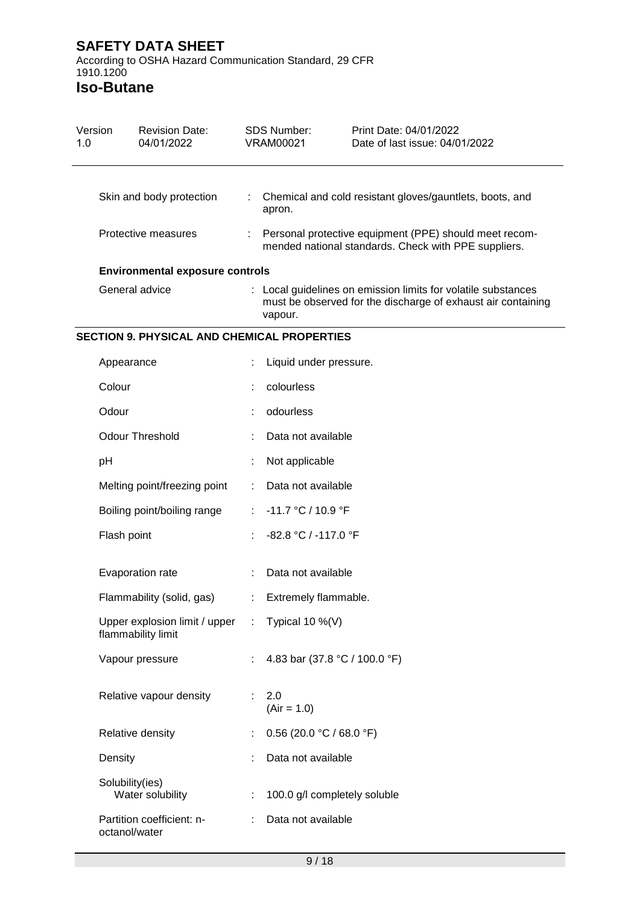| | | |
|---|---|---|
| Skin and body protection | : | Chemical and cold resistant gloves/gauntlets, boots, and apron. |
| Protective measures | : | Personal protective equipment (PPE) should meet recommended national standards. Check with PPE suppliers. |

**Environmental exposure controls**

| | | |
|---|---|---|
| General advice | : | Local guidelines on emission limits for volatile substances must be observed for the discharge of exhaust air containing vapour. |

## SECTION 9. PHYSICAL AND CHEMICAL PROPERTIES

| | | |
|---|---|---|
| Appearance | : | Liquid under pressure. |
| Colour | : | colourless |
| Odour | : | odourless |
| Odour Threshold | : | Data not available |
| pH | : | Not applicable |
| Melting point/freezing point | : | Data not available |
| Boiling point/boiling range | : | -11.7 °C / 10.9 °F |
| Flash point | : | -82.8 °C / -117.0 °F |
| Evaporation rate | : | Data not available |
| Flammability (solid, gas) | : | Extremely flammable. |
| Upper explosion limit / upper flammability limit | : | Typical 10 %(V) |
| Vapour pressure | : | 4.83 bar (37.8 °C / 100.0 °F) |
| Relative vapour density | : | 2.0 (Air = 1.0) |
| Relative density | : | 0.56 (20.0 °C / 68.0 °F) |
| Density | : | Data not available |
| Solubility(ies) Water solubility | : | 100.0 g/l completely soluble |
| Partition coefficient: n-octanol/water | : | Data not available |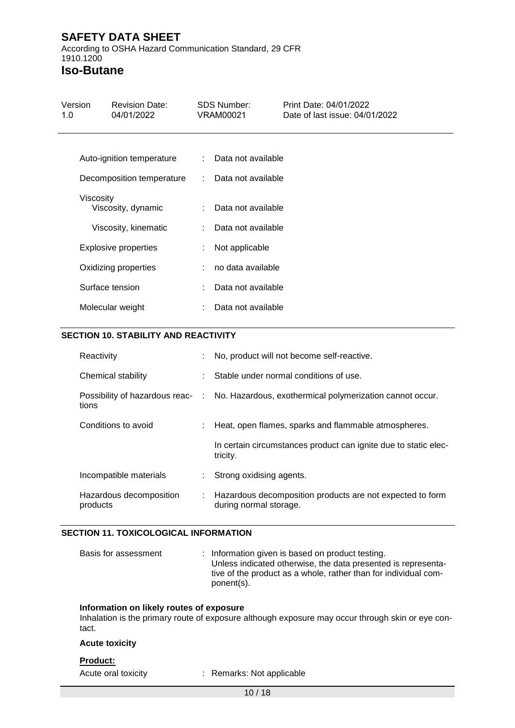| | | |
|---|---|---|
| Auto-ignition temperature | : | Data not available |
| Decomposition temperature | : | Data not available |
| Viscosity | | |
| Viscosity, dynamic | : | Data not available |
| Viscosity, kinematic | : | Data not available |
| Explosive properties | : | Not applicable |
| Oxidizing properties | : | no data available |
| Surface tension | : | Data not available |
| Molecular weight | : | Data not available |

## SECTION 10. STABILITY AND REACTIVITY

| | | |
|---|---|---|
| Reactivity | : | No, product will not become self-reactive. |
| Chemical stability | : | Stable under normal conditions of use. |
| Possibility of hazardous reactions | : | No. Hazardous, exothermical polymerization cannot occur. |
| Conditions to avoid | : | Heat, open flames, sparks and flammable atmospheres.<br><br>In certain circumstances product can ignite due to static electricity. |
| Incompatible materials | : | Strong oxidising agents. |
| Hazardous decomposition products | : | Hazardous decomposition products are not expected to form during normal storage. |

## SECTION 11. TOXICOLOGICAL INFORMATION

| | | |
|---|---|---|
| Basis for assessment | : | Information given is based on product testing.<br>Unless indicated otherwise, the data presented is representative of the product as a whole, rather than for individual component(s). |

**Information on likely routes of exposure**

Inhalation is the primary route of exposure although exposure may occur through skin or eye contact.

**Acute toxicity**

**Product:**

| | | |
|---|---|---|
| Acute oral toxicity | : | Remarks: Not applicable |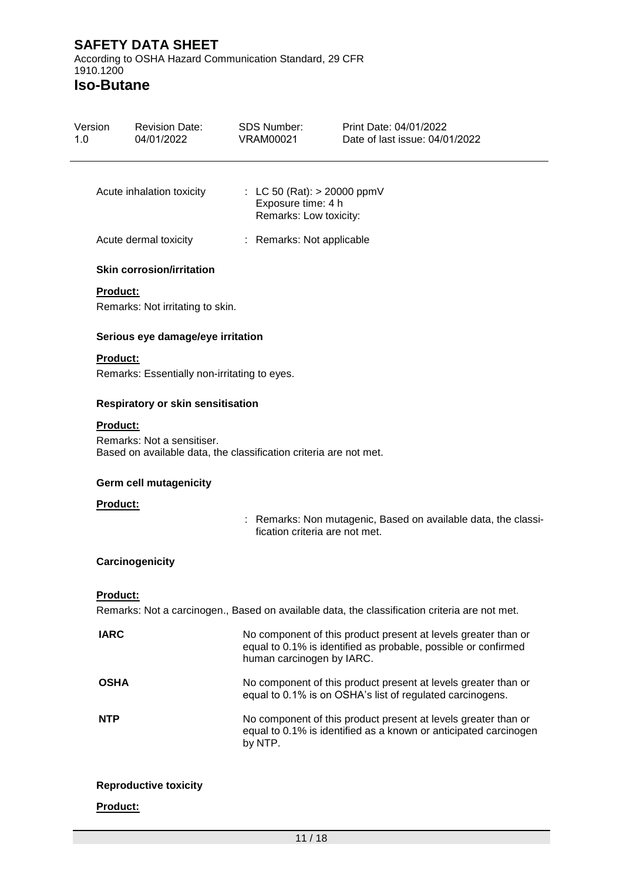Acute inhalation toxicity : LC 50 (Rat): > 20000 ppmV
Exposure time: 4 h
Remarks: Low toxicity:

Acute dermal toxicity : Remarks: Not applicable

**Skin corrosion/irritation**

**Product:**

Remarks: Not irritating to skin.

**Serious eye damage/eye irritation**

**Product:**

Remarks: Essentially non-irritating to eyes.

**Respiratory or skin sensitisation**

**Product:**

Remarks: Not a sensitiser.
Based on available data, the classification criteria are not met.

**Germ cell mutagenicity**

**Product:**

: Remarks: Non mutagenic, Based on available data, the classification criteria are not met.

**Carcinogenicity**

**Product:**

Remarks: Not a carcinogen., Based on available data, the classification criteria are not met.

| | |
|---|---|
| **IARC** | No component of this product present at levels greater than or equal to 0.1% is identified as probable, possible or confirmed human carcinogen by IARC. |
| **OSHA** | No component of this product present at levels greater than or equal to 0.1% is on OSHA's list of regulated carcinogens. |
| **NTP** | No component of this product present at levels greater than or equal to 0.1% is identified as a known or anticipated carcinogen by NTP. |

**Reproductive toxicity**

**Product:**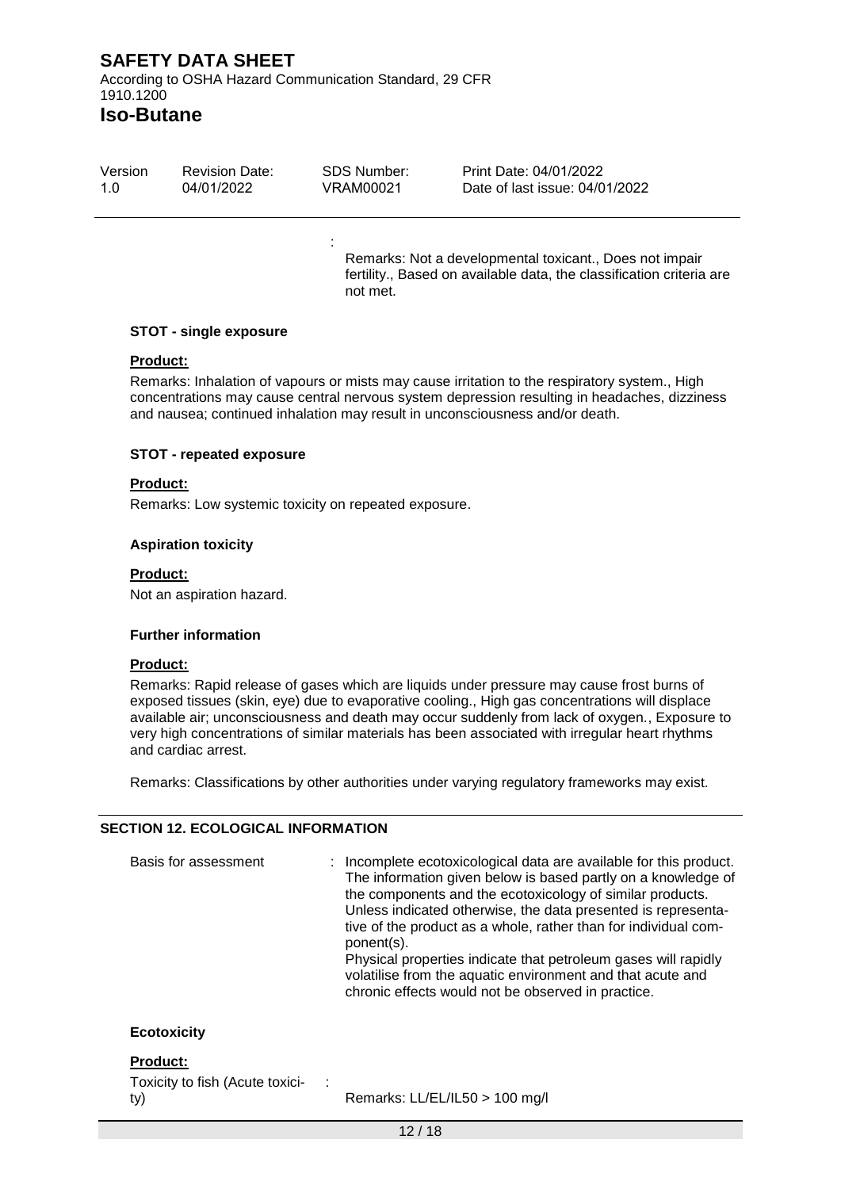: Remarks: Not a developmental toxicant., Does not impair fertility., Based on available data, the classification criteria are not met.

**STOT - single exposure**

**Product:**

Remarks: Inhalation of vapours or mists may cause irritation to the respiratory system., High concentrations may cause central nervous system depression resulting in headaches, dizziness and nausea; continued inhalation may result in unconsciousness and/or death.

**STOT - repeated exposure**

**Product:**

Remarks: Low systemic toxicity on repeated exposure.

**Aspiration toxicity**

**Product:**

Not an aspiration hazard.

**Further information**

**Product:**

Remarks: Rapid release of gases which are liquids under pressure may cause frost burns of exposed tissues (skin, eye) due to evaporative cooling., High gas concentrations will displace available air; unconsciousness and death may occur suddenly from lack of oxygen., Exposure to very high concentrations of similar materials has been associated with irregular heart rhythms and cardiac arrest.

Remarks: Classifications by other authorities under varying regulatory frameworks may exist.

## SECTION 12. ECOLOGICAL INFORMATION

Basis for assessment : Incomplete ecotoxicological data are available for this product. The information given below is based partly on a knowledge of the components and the ecotoxicology of similar products. Unless indicated otherwise, the data presented is representative of the product as a whole, rather than for individual component(s).
Physical properties indicate that petroleum gases will rapidly volatilise from the aquatic environment and that acute and chronic effects would not be observed in practice.

**Ecotoxicity**

**Product:**

Toxicity to fish (Acute toxicity) : Remarks: LL/EL/IL50 > 100 mg/l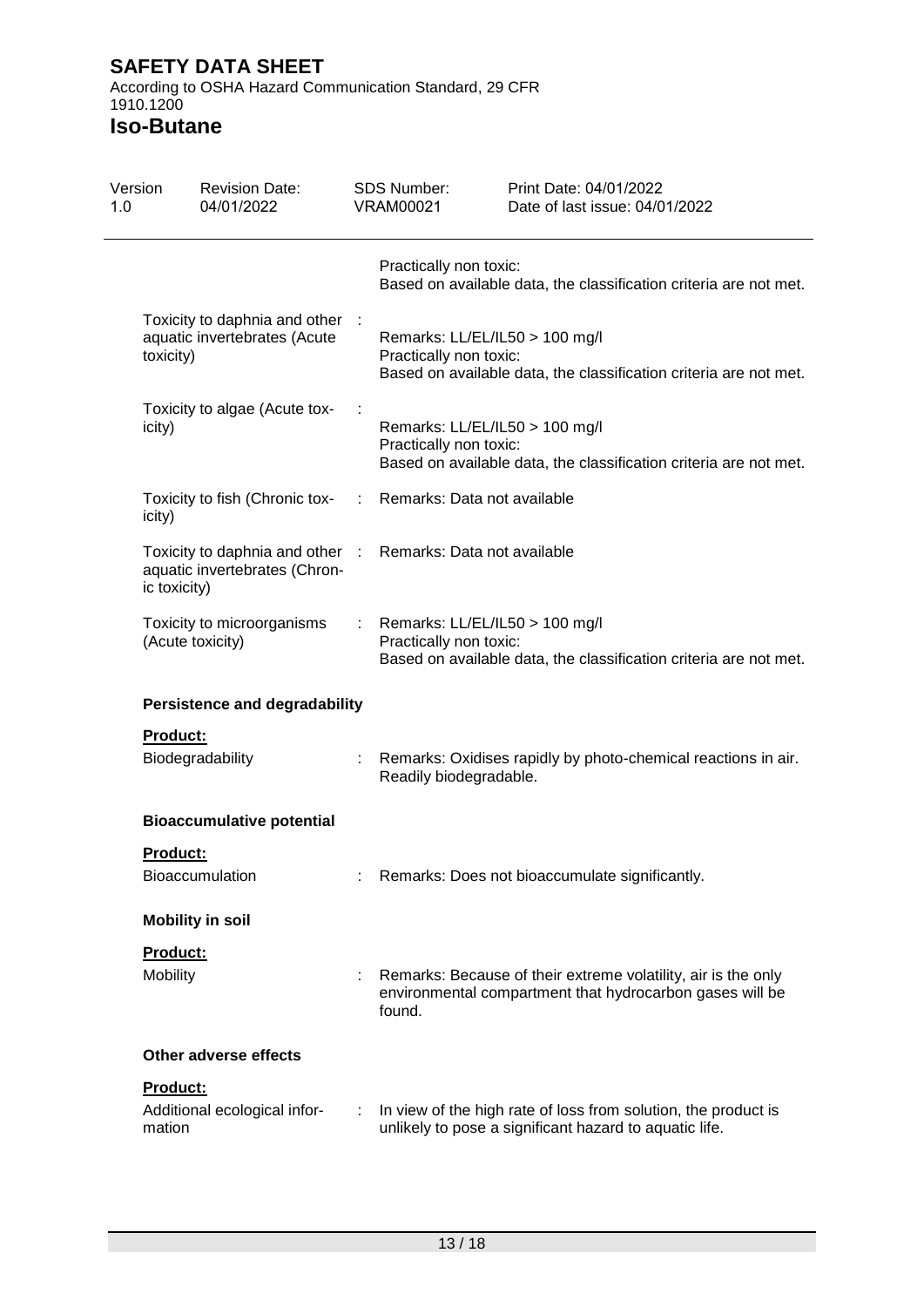| | |
|---|---|
| | Practically non toxic:<br>Based on available data, the classification criteria are not met. |
| Toxicity to daphnia and other aquatic invertebrates (Acute toxicity) | : Remarks: LL/EL/IL50 > 100 mg/l<br>Practically non toxic:<br>Based on available data, the classification criteria are not met. |
| Toxicity to algae (Acute toxicity) | : Remarks: LL/EL/IL50 > 100 mg/l<br>Practically non toxic:<br>Based on available data, the classification criteria are not met. |
| Toxicity to fish (Chronic toxicity) | : Remarks: Data not available |
| Toxicity to daphnia and other aquatic invertebrates (Chronic toxicity) | : Remarks: Data not available |
| Toxicity to microorganisms (Acute toxicity) | : Remarks: LL/EL/IL50 > 100 mg/l<br>Practically non toxic:<br>Based on available data, the classification criteria are not met. |

**Persistence and degradability**

**Product:**

| | |
|---|---|
| Biodegradability | : Remarks: Oxidises rapidly by photo-chemical reactions in air.<br>Readily biodegradable. |

**Bioaccumulative potential**

**Product:**

| | |
|---|---|
| Bioaccumulation | : Remarks: Does not bioaccumulate significantly. |

**Mobility in soil**

**Product:**

| | |
|---|---|
| Mobility | : Remarks: Because of their extreme volatility, air is the only environmental compartment that hydrocarbon gases will be found. |

**Other adverse effects**

**Product:**

| | |
|---|---|
| Additional ecological information | : In view of the high rate of loss from solution, the product is unlikely to pose a significant hazard to aquatic life. |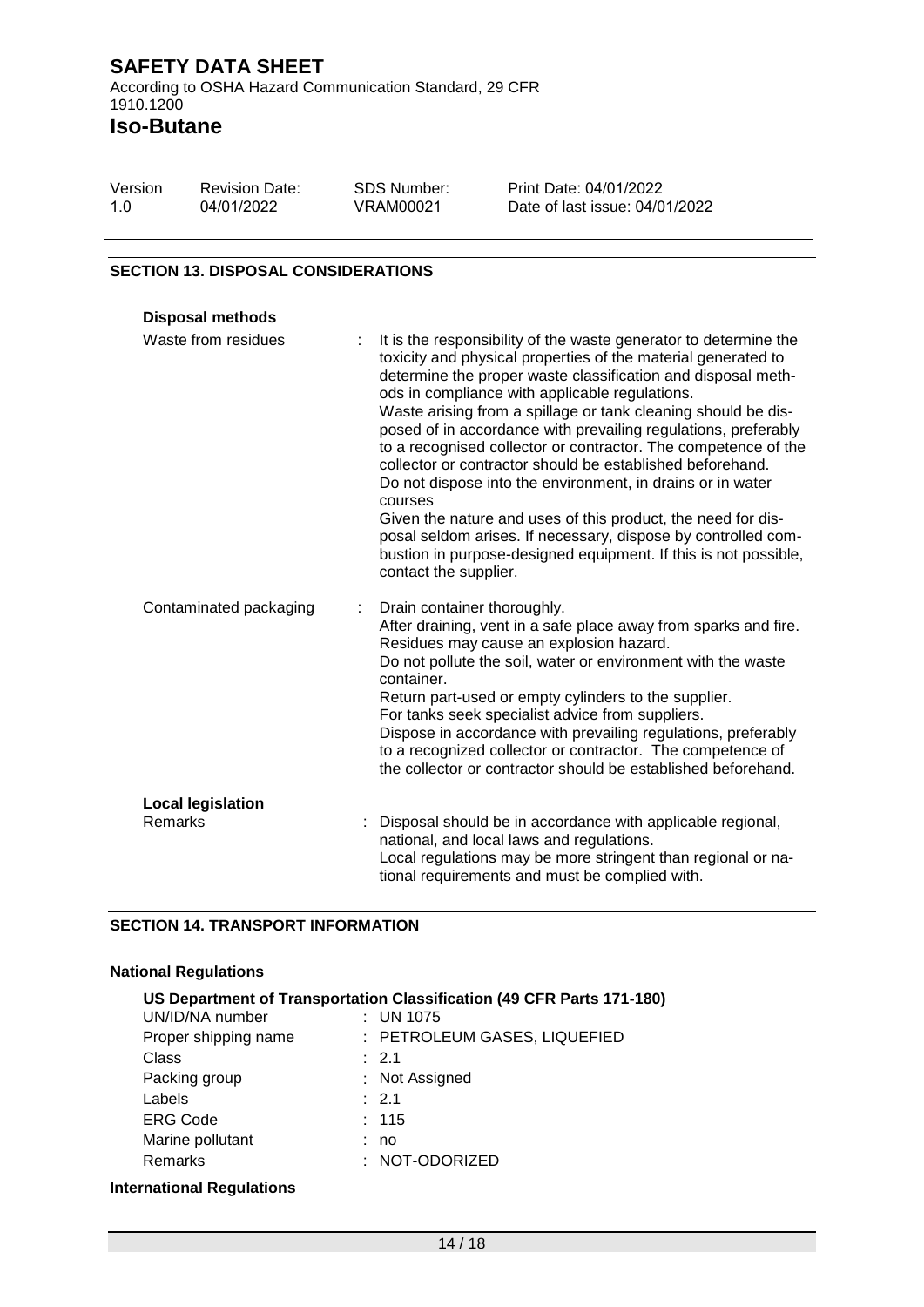## SECTION 13. DISPOSAL CONSIDERATIONS

**Disposal methods**

Waste from residues : It is the responsibility of the waste generator to determine the toxicity and physical properties of the material generated to determine the proper waste classification and disposal methods in compliance with applicable regulations.
Waste arising from a spillage or tank cleaning should be disposed of in accordance with prevailing regulations, preferably to a recognised collector or contractor. The competence of the collector or contractor should be established beforehand.
Do not dispose into the environment, in drains or in water courses
Given the nature and uses of this product, the need for disposal seldom arises. If necessary, dispose by controlled combustion in purpose-designed equipment. If this is not possible, contact the supplier.

Contaminated packaging : Drain container thoroughly.
After draining, vent in a safe place away from sparks and fire.
Residues may cause an explosion hazard.
Do not pollute the soil, water or environment with the waste container.
Return part-used or empty cylinders to the supplier.
For tanks seek specialist advice from suppliers.
Dispose in accordance with prevailing regulations, preferably to a recognized collector or contractor. The competence of the collector or contractor should be established beforehand.

**Local legislation**

Remarks : Disposal should be in accordance with applicable regional, national, and local laws and regulations.
Local regulations may be more stringent than regional or national requirements and must be complied with.

## SECTION 14. TRANSPORT INFORMATION

**National Regulations**

**US Department of Transportation Classification (49 CFR Parts 171-180)**

| | |
|---|---|
| UN/ID/NA number | : UN 1075 |
| Proper shipping name | : PETROLEUM GASES, LIQUEFIED |
| Class | : 2.1 |
| Packing group | : Not Assigned |
| Labels | : 2.1 |
| ERG Code | : 115 |
| Marine pollutant | : no |
| Remarks | : NOT-ODORIZED |

**International Regulations**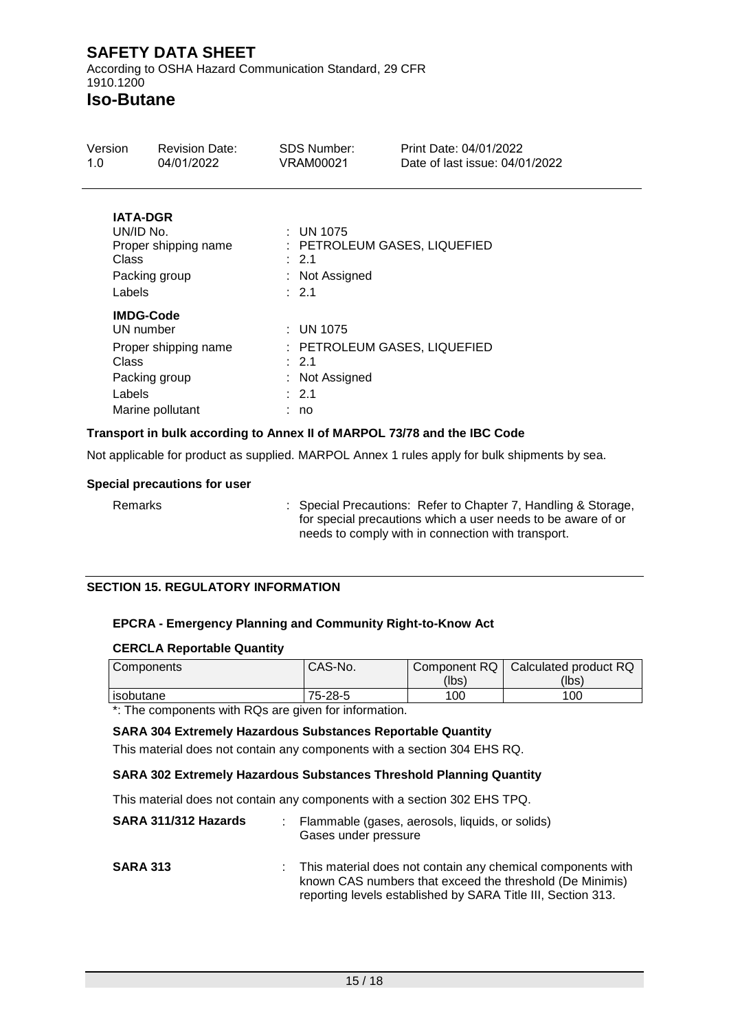**IATA-DGR**

| | |
|---|---|
| UN/ID No. | : UN 1075 |
| Proper shipping name | : PETROLEUM GASES, LIQUEFIED |
| Class | : 2.1 |
| Packing group | : Not Assigned |
| Labels | : 2.1 |

**IMDG-Code**

| | |
|---|---|
| UN number | : UN 1075 |
| Proper shipping name | : PETROLEUM GASES, LIQUEFIED |
| Class | : 2.1 |
| Packing group | : Not Assigned |
| Labels | : 2.1 |
| Marine pollutant | : no |

**Transport in bulk according to Annex II of MARPOL 73/78 and the IBC Code**

Not applicable for product as supplied. MARPOL Annex 1 rules apply for bulk shipments by sea.

**Special precautions for user**

Remarks : Special Precautions: Refer to Chapter 7, Handling & Storage, for special precautions which a user needs to be aware of or needs to comply with in connection with transport.

## SECTION 15. REGULATORY INFORMATION

**EPCRA - Emergency Planning and Community Right-to-Know Act**

**CERCLA Reportable Quantity**

| Components | CAS-No. | Component RQ (lbs) | Calculated product RQ (lbs) |
|---|---|---|---|
| isobutane | 75-28-5 | 100 | 100 |

*: The components with RQs are given for information.

**SARA 304 Extremely Hazardous Substances Reportable Quantity**

This material does not contain any components with a section 304 EHS RQ.

**SARA 302 Extremely Hazardous Substances Threshold Planning Quantity**

This material does not contain any components with a section 302 EHS TPQ.

**SARA 311/312 Hazards** : Flammable (gases, aerosols, liquids, or solids)
Gases under pressure

**SARA 313** : This material does not contain any chemical components with known CAS numbers that exceed the threshold (De Minimis) reporting levels established by SARA Title III, Section 313.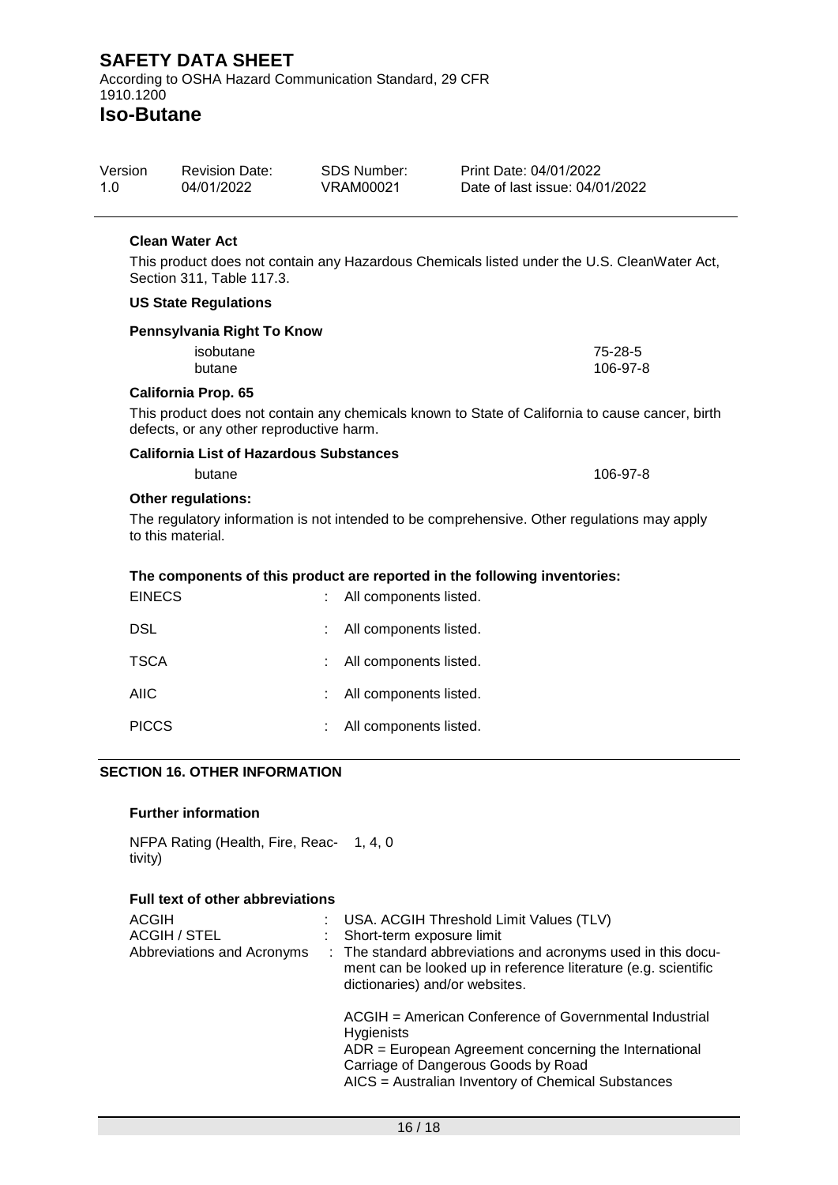**Clean Water Act**

This product does not contain any Hazardous Chemicals listed under the U.S. CleanWater Act, Section 311, Table 117.3.

**US State Regulations**

**Pennsylvania Right To Know**

| | |
|---|---|
| isobutane | 75-28-5 |
| butane | 106-97-8 |

**California Prop. 65**

This product does not contain any chemicals known to State of California to cause cancer, birth defects, or any other reproductive harm.

**California List of Hazardous Substances**

| | |
|---|---|
| butane | 106-97-8 |

**Other regulations:**

The regulatory information is not intended to be comprehensive. Other regulations may apply to this material.

**The components of this product are reported in the following inventories:**

| | |
|---|---|
| EINECS | : All components listed. |
| DSL | : All components listed. |
| TSCA | : All components listed. |
| AIIC | : All components listed. |
| PICCS | : All components listed. |

## SECTION 16. OTHER INFORMATION

**Further information**

NFPA Rating (Health, Fire, Reactivity) 1, 4, 0

**Full text of other abbreviations**

| | |
|---|---|
| ACGIH | : USA. ACGIH Threshold Limit Values (TLV) |
| ACGIH / STEL | : Short-term exposure limit |
| Abbreviations and Acronyms | : The standard abbreviations and acronyms used in this document can be looked up in reference literature (e.g. scientific dictionaries) and/or websites. |

ACGIH = American Conference of Governmental Industrial Hygienists
ADR = European Agreement concerning the International Carriage of Dangerous Goods by Road
AICS = Australian Inventory of Chemical Substances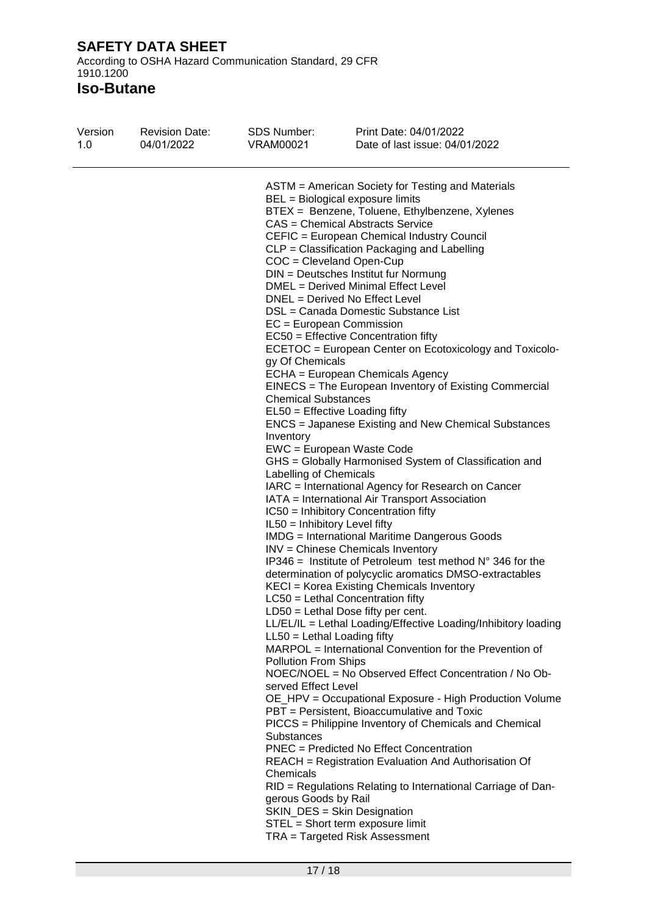ASTM = American Society for Testing and Materials
BEL = Biological exposure limits
BTEX = Benzene, Toluene, Ethylbenzene, Xylenes
CAS = Chemical Abstracts Service
CEFIC = European Chemical Industry Council
CLP = Classification Packaging and Labelling
COC = Cleveland Open-Cup
DIN = Deutsches Institut fur Normung
DMEL = Derived Minimal Effect Level
DNEL = Derived No Effect Level
DSL = Canada Domestic Substance List
EC = European Commission
EC50 = Effective Concentration fifty
ECETOC = European Center on Ecotoxicology and Toxicology Of Chemicals
ECHA = European Chemicals Agency
EINECS = The European Inventory of Existing Commercial Chemical Substances
EL50 = Effective Loading fifty
ENCS = Japanese Existing and New Chemical Substances Inventory
EWC = European Waste Code
GHS = Globally Harmonised System of Classification and Labelling of Chemicals
IARC = International Agency for Research on Cancer
IATA = International Air Transport Association
IC50 = Inhibitory Concentration fifty
IL50 = Inhibitory Level fifty
IMDG = International Maritime Dangerous Goods
INV = Chinese Chemicals Inventory
IP346 = Institute of Petroleum test method N° 346 for the determination of polycyclic aromatics DMSO-extractables
KECI = Korea Existing Chemicals Inventory
LC50 = Lethal Concentration fifty
LD50 = Lethal Dose fifty per cent.
LL/EL/IL = Lethal Loading/Effective Loading/Inhibitory loading
LL50 = Lethal Loading fifty
MARPOL = International Convention for the Prevention of Pollution From Ships
NOEC/NOEL = No Observed Effect Concentration / No Observed Effect Level
OE_HPV = Occupational Exposure - High Production Volume
PBT = Persistent, Bioaccumulative and Toxic
PICCS = Philippine Inventory of Chemicals and Chemical Substances
PNEC = Predicted No Effect Concentration
REACH = Registration Evaluation And Authorisation Of Chemicals
RID = Regulations Relating to International Carriage of Dangerous Goods by Rail
SKIN_DES = Skin Designation
STEL = Short term exposure limit
TRA = Targeted Risk Assessment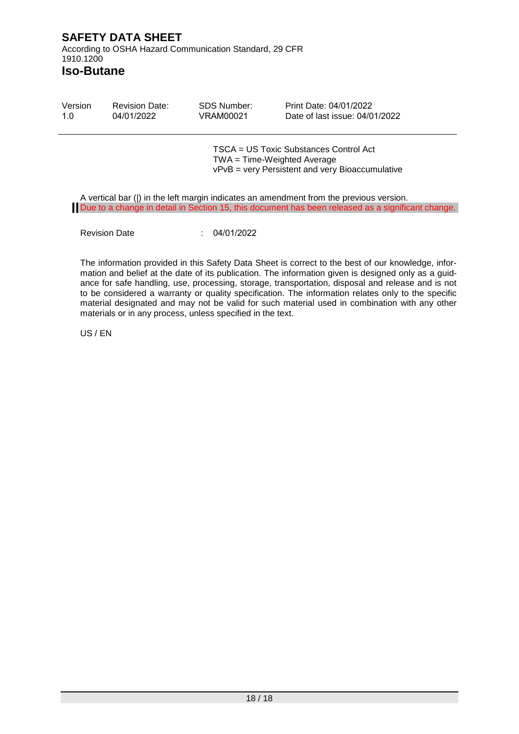TSCA = US Toxic Substances Control Act
TWA = Time-Weighted Average
vPvB = very Persistent and very Bioaccumulative

A vertical bar (|) in the left margin indicates an amendment from the previous version.
Due to a change in detail in Section 15, this document has been released as a significant change.

Revision Date : 04/01/2022

The information provided in this Safety Data Sheet is correct to the best of our knowledge, information and belief at the date of its publication. The information given is designed only as a guidance for safe handling, use, processing, storage, transportation, disposal and release and is not to be considered a warranty or quality specification. The information relates only to the specific material designated and may not be valid for such material used in combination with any other materials or in any process, unless specified in the text.

US / EN